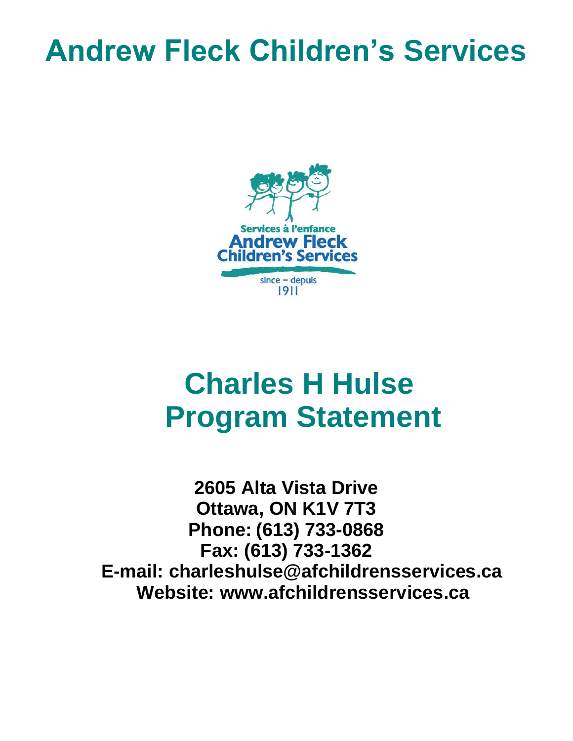# Andrew Fleck Children's Services

Services à l'enfance
Andrew Fleck
Children's Services

since – depuis
1911

# Charles H Hulse Program Statement

**2605 Alta Vista Drive**
**Ottawa, ON K1V 7T3**
**Phone: (613) 733-0868**
**Fax: (613) 733-1362**
**E-mail: charleshulse@afchildrensservices.ca**
**Website: www.afchildrensservices.ca**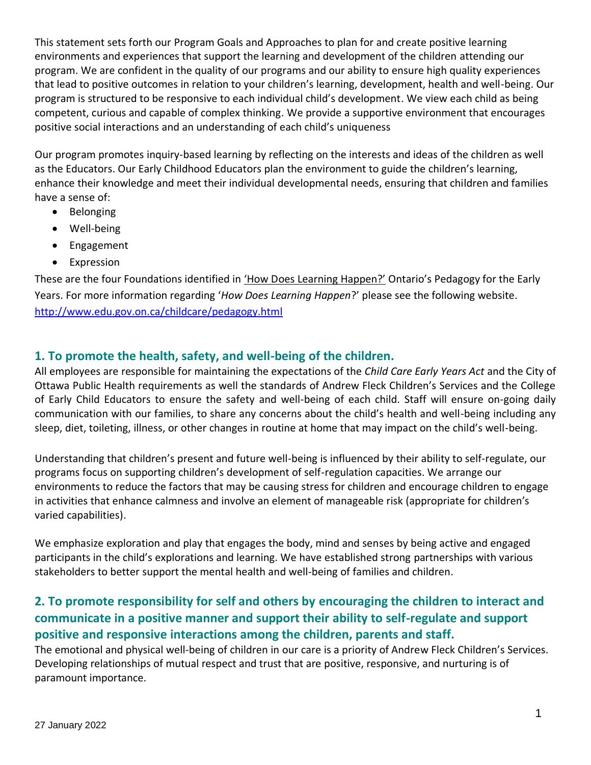This statement sets forth our Program Goals and Approaches to plan for and create positive learning environments and experiences that support the learning and development of the children attending our program. We are confident in the quality of our programs and our ability to ensure high quality experiences that lead to positive outcomes in relation to your children's learning, development, health and well-being. Our program is structured to be responsive to each individual child's development. We view each child as being competent, curious and capable of complex thinking. We provide a supportive environment that encourages positive social interactions and an understanding of each child's uniqueness

Our program promotes inquiry-based learning by reflecting on the interests and ideas of the children as well as the Educators. Our Early Childhood Educators plan the environment to guide the children's learning, enhance their knowledge and meet their individual developmental needs, ensuring that children and families have a sense of:

- Belonging
- Well-being
- Engagement
- Expression

These are the four Foundations identified in 'How Does Learning Happen?' Ontario's Pedagogy for the Early Years. For more information regarding '*How Does Learning Happen*?' please see the following website. [http://www.edu.gov.on.ca/childcare/pedagogy.html](http://www.edu.gov.on.ca/childcare/pedagogy.html)

## 1. To promote the health, safety, and well-being of the children.

All employees are responsible for maintaining the expectations of the *Child Care Early Years Act* and the City of Ottawa Public Health requirements as well the standards of Andrew Fleck Children's Services and the College of Early Child Educators to ensure the safety and well-being of each child. Staff will ensure on-going daily communication with our families, to share any concerns about the child's health and well-being including any sleep, diet, toileting, illness, or other changes in routine at home that may impact on the child's well-being.

Understanding that children's present and future well-being is influenced by their ability to self-regulate, our programs focus on supporting children's development of self-regulation capacities. We arrange our environments to reduce the factors that may be causing stress for children and encourage children to engage in activities that enhance calmness and involve an element of manageable risk (appropriate for children's varied capabilities).

We emphasize exploration and play that engages the body, mind and senses by being active and engaged participants in the child's explorations and learning. We have established strong partnerships with various stakeholders to better support the mental health and well-being of families and children.

## 2. To promote responsibility for self and others by encouraging the children to interact and communicate in a positive manner and support their ability to self-regulate and support positive and responsive interactions among the children, parents and staff.

The emotional and physical well-being of children in our care is a priority of Andrew Fleck Children's Services. Developing relationships of mutual respect and trust that are positive, responsive, and nurturing is of paramount importance.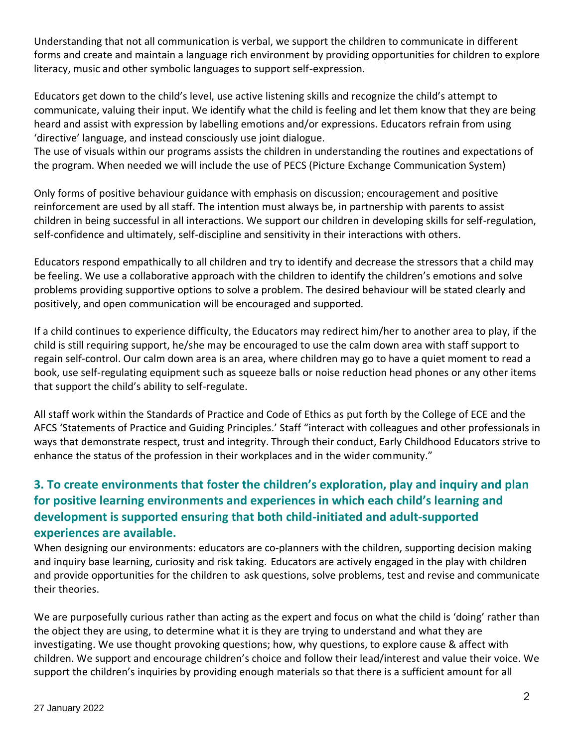Understanding that not all communication is verbal, we support the children to communicate in different forms and create and maintain a language rich environment by providing opportunities for children to explore literacy, music and other symbolic languages to support self-expression.

Educators get down to the child's level, use active listening skills and recognize the child's attempt to communicate, valuing their input. We identify what the child is feeling and let them know that they are being heard and assist with expression by labelling emotions and/or expressions. Educators refrain from using 'directive' language, and instead consciously use joint dialogue.
The use of visuals within our programs assists the children in understanding the routines and expectations of the program. When needed we will include the use of PECS (Picture Exchange Communication System)

Only forms of positive behaviour guidance with emphasis on discussion; encouragement and positive reinforcement are used by all staff. The intention must always be, in partnership with parents to assist children in being successful in all interactions. We support our children in developing skills for self-regulation, self-confidence and ultimately, self-discipline and sensitivity in their interactions with others.

Educators respond empathically to all children and try to identify and decrease the stressors that a child may be feeling. We use a collaborative approach with the children to identify the children's emotions and solve problems providing supportive options to solve a problem. The desired behaviour will be stated clearly and positively, and open communication will be encouraged and supported.

If a child continues to experience difficulty, the Educators may redirect him/her to another area to play, if the child is still requiring support, he/she may be encouraged to use the calm down area with staff support to regain self-control. Our calm down area is an area, where children may go to have a quiet moment to read a book, use self-regulating equipment such as squeeze balls or noise reduction head phones or any other items that support the child's ability to self-regulate.

All staff work within the Standards of Practice and Code of Ethics as put forth by the College of ECE and the AFCS 'Statements of Practice and Guiding Principles.' Staff "interact with colleagues and other professionals in ways that demonstrate respect, trust and integrity. Through their conduct, Early Childhood Educators strive to enhance the status of the profession in their workplaces and in the wider community."

### 3. To create environments that foster the children's exploration, play and inquiry and plan for positive learning environments and experiences in which each child's learning and development is supported ensuring that both child-initiated and adult-supported experiences are available.

When designing our environments: educators are co-planners with the children, supporting decision making and inquiry base learning, curiosity and risk taking. Educators are actively engaged in the play with children and provide opportunities for the children to ask questions, solve problems, test and revise and communicate their theories.

We are purposefully curious rather than acting as the expert and focus on what the child is 'doing' rather than the object they are using, to determine what it is they are trying to understand and what they are investigating. We use thought provoking questions; how, why questions, to explore cause & affect with children. We support and encourage children's choice and follow their lead/interest and value their voice. We support the children's inquiries by providing enough materials so that there is a sufficient amount for all

27 January 2022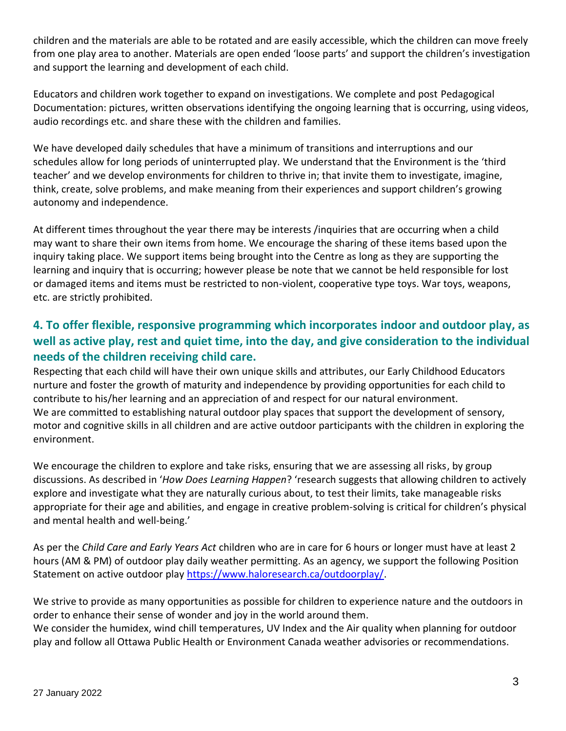children and the materials are able to be rotated and are easily accessible, which the children can move freely from one play area to another. Materials are open ended 'loose parts' and support the children's investigation and support the learning and development of each child.

Educators and children work together to expand on investigations. We complete and post Pedagogical Documentation: pictures, written observations identifying the ongoing learning that is occurring, using videos, audio recordings etc. and share these with the children and families.

We have developed daily schedules that have a minimum of transitions and interruptions and our schedules allow for long periods of uninterrupted play. We understand that the Environment is the 'third teacher' and we develop environments for children to thrive in; that invite them to investigate, imagine, think, create, solve problems, and make meaning from their experiences and support children's growing autonomy and independence.

At different times throughout the year there may be interests /inquiries that are occurring when a child may want to share their own items from home. We encourage the sharing of these items based upon the inquiry taking place. We support items being brought into the Centre as long as they are supporting the learning and inquiry that is occurring; however please be note that we cannot be held responsible for lost or damaged items and items must be restricted to non-violent, cooperative type toys. War toys, weapons, etc. are strictly prohibited.

## 4. To offer flexible, responsive programming which incorporates indoor and outdoor play, as well as active play, rest and quiet time, into the day, and give consideration to the individual needs of the children receiving child care.

Respecting that each child will have their own unique skills and attributes, our Early Childhood Educators nurture and foster the growth of maturity and independence by providing opportunities for each child to contribute to his/her learning and an appreciation of and respect for our natural environment.
We are committed to establishing natural outdoor play spaces that support the development of sensory, motor and cognitive skills in all children and are active outdoor participants with the children in exploring the environment.

We encourage the children to explore and take risks, ensuring that we are assessing all risks, by group discussions. As described in '*How Does Learning Happen*? 'research suggests that allowing children to actively explore and investigate what they are naturally curious about, to test their limits, take manageable risks appropriate for their age and abilities, and engage in creative problem-solving is critical for children's physical and mental health and well-being.'

As per the *Child Care and Early Years Act* children who are in care for 6 hours or longer must have at least 2 hours (AM & PM) of outdoor play daily weather permitting. As an agency, we support the following Position Statement on active outdoor play https://www.haloresearch.ca/outdoorplay/.

We strive to provide as many opportunities as possible for children to experience nature and the outdoors in order to enhance their sense of wonder and joy in the world around them.
We consider the humidex, wind chill temperatures, UV Index and the Air quality when planning for outdoor play and follow all Ottawa Public Health or Environment Canada weather advisories or recommendations.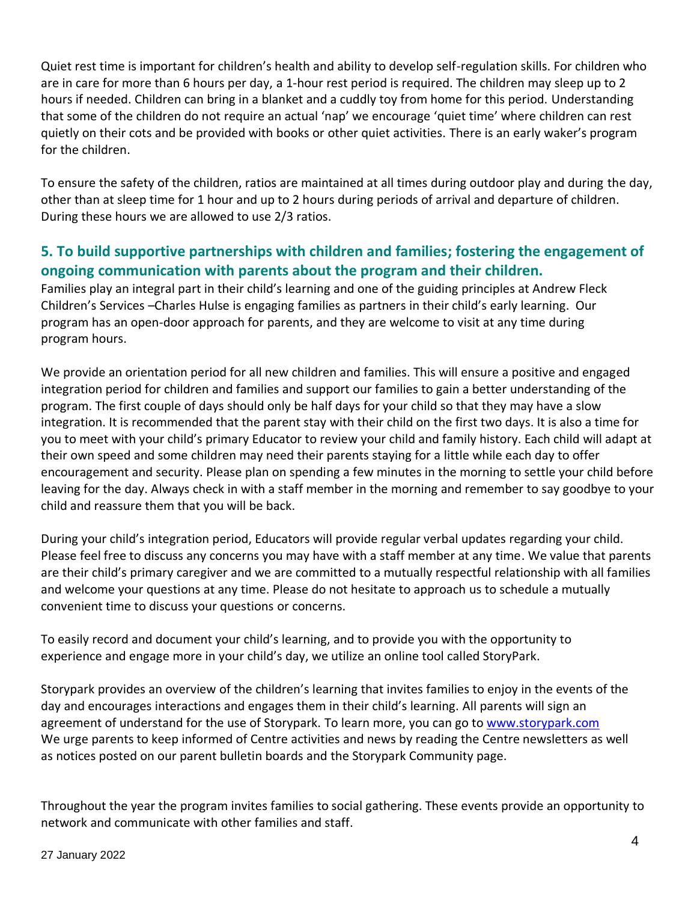Quiet rest time is important for children's health and ability to develop self-regulation skills. For children who are in care for more than 6 hours per day, a 1-hour rest period is required. The children may sleep up to 2 hours if needed. Children can bring in a blanket and a cuddly toy from home for this period. Understanding that some of the children do not require an actual 'nap' we encourage 'quiet time' where children can rest quietly on their cots and be provided with books or other quiet activities. There is an early waker's program for the children.

To ensure the safety of the children, ratios are maintained at all times during outdoor play and during the day, other than at sleep time for 1 hour and up to 2 hours during periods of arrival and departure of children. During these hours we are allowed to use 2/3 ratios.

## 5. To build supportive partnerships with children and families; fostering the engagement of ongoing communication with parents about the program and their children.

Families play an integral part in their child's learning and one of the guiding principles at Andrew Fleck Children's Services –Charles Hulse is engaging families as partners in their child's early learning. Our program has an open-door approach for parents, and they are welcome to visit at any time during program hours.

We provide an orientation period for all new children and families. This will ensure a positive and engaged integration period for children and families and support our families to gain a better understanding of the program. The first couple of days should only be half days for your child so that they may have a slow integration. It is recommended that the parent stay with their child on the first two days. It is also a time for you to meet with your child's primary Educator to review your child and family history. Each child will adapt at their own speed and some children may need their parents staying for a little while each day to offer encouragement and security. Please plan on spending a few minutes in the morning to settle your child before leaving for the day. Always check in with a staff member in the morning and remember to say goodbye to your child and reassure them that you will be back.

During your child's integration period, Educators will provide regular verbal updates regarding your child. Please feel free to discuss any concerns you may have with a staff member at any time. We value that parents are their child's primary caregiver and we are committed to a mutually respectful relationship with all families and welcome your questions at any time. Please do not hesitate to approach us to schedule a mutually convenient time to discuss your questions or concerns.

To easily record and document your child's learning, and to provide you with the opportunity to experience and engage more in your child's day, we utilize an online tool called StoryPark.

Storypark provides an overview of the children's learning that invites families to enjoy in the events of the day and encourages interactions and engages them in their child's learning. All parents will sign an agreement of understand for the use of Storypark. To learn more, you can go to [www.storypark.com](http://www.storypark.com)
We urge parents to keep informed of Centre activities and news by reading the Centre newsletters as well as notices posted on our parent bulletin boards and the Storypark Community page.

Throughout the year the program invites families to social gathering. These events provide an opportunity to network and communicate with other families and staff.

27 January 2022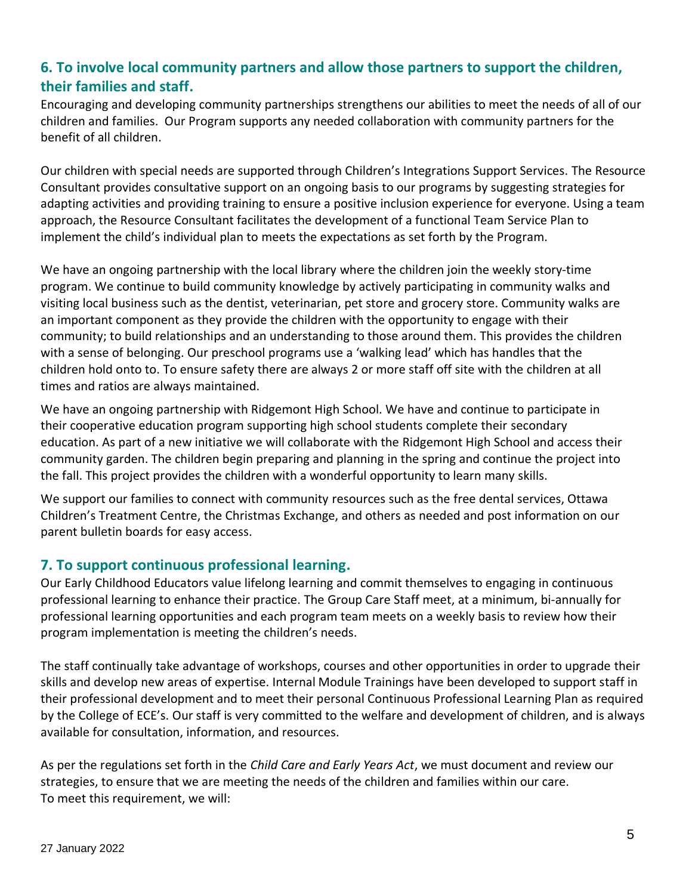## 6. To involve local community partners and allow those partners to support the children, their families and staff.

Encouraging and developing community partnerships strengthens our abilities to meet the needs of all of our children and families. Our Program supports any needed collaboration with community partners for the benefit of all children.

Our children with special needs are supported through Children's Integrations Support Services. The Resource Consultant provides consultative support on an ongoing basis to our programs by suggesting strategies for adapting activities and providing training to ensure a positive inclusion experience for everyone. Using a team approach, the Resource Consultant facilitates the development of a functional Team Service Plan to implement the child's individual plan to meets the expectations as set forth by the Program.

We have an ongoing partnership with the local library where the children join the weekly story-time program. We continue to build community knowledge by actively participating in community walks and visiting local business such as the dentist, veterinarian, pet store and grocery store. Community walks are an important component as they provide the children with the opportunity to engage with their community; to build relationships and an understanding to those around them. This provides the children with a sense of belonging. Our preschool programs use a 'walking lead' which has handles that the children hold onto to. To ensure safety there are always 2 or more staff off site with the children at all times and ratios are always maintained.

We have an ongoing partnership with Ridgemont High School. We have and continue to participate in their cooperative education program supporting high school students complete their secondary education. As part of a new initiative we will collaborate with the Ridgemont High School and access their community garden. The children begin preparing and planning in the spring and continue the project into the fall. This project provides the children with a wonderful opportunity to learn many skills.

We support our families to connect with community resources such as the free dental services, Ottawa Children's Treatment Centre, the Christmas Exchange, and others as needed and post information on our parent bulletin boards for easy access.

## 7. To support continuous professional learning.

Our Early Childhood Educators value lifelong learning and commit themselves to engaging in continuous professional learning to enhance their practice. The Group Care Staff meet, at a minimum, bi-annually for professional learning opportunities and each program team meets on a weekly basis to review how their program implementation is meeting the children's needs.

The staff continually take advantage of workshops, courses and other opportunities in order to upgrade their skills and develop new areas of expertise. Internal Module Trainings have been developed to support staff in their professional development and to meet their personal Continuous Professional Learning Plan as required by the College of ECE's. Our staff is very committed to the welfare and development of children, and is always available for consultation, information, and resources.

As per the regulations set forth in the *Child Care and Early Years Act*, we must document and review our strategies, to ensure that we are meeting the needs of the children and families within our care.
To meet this requirement, we will:

27 January 2022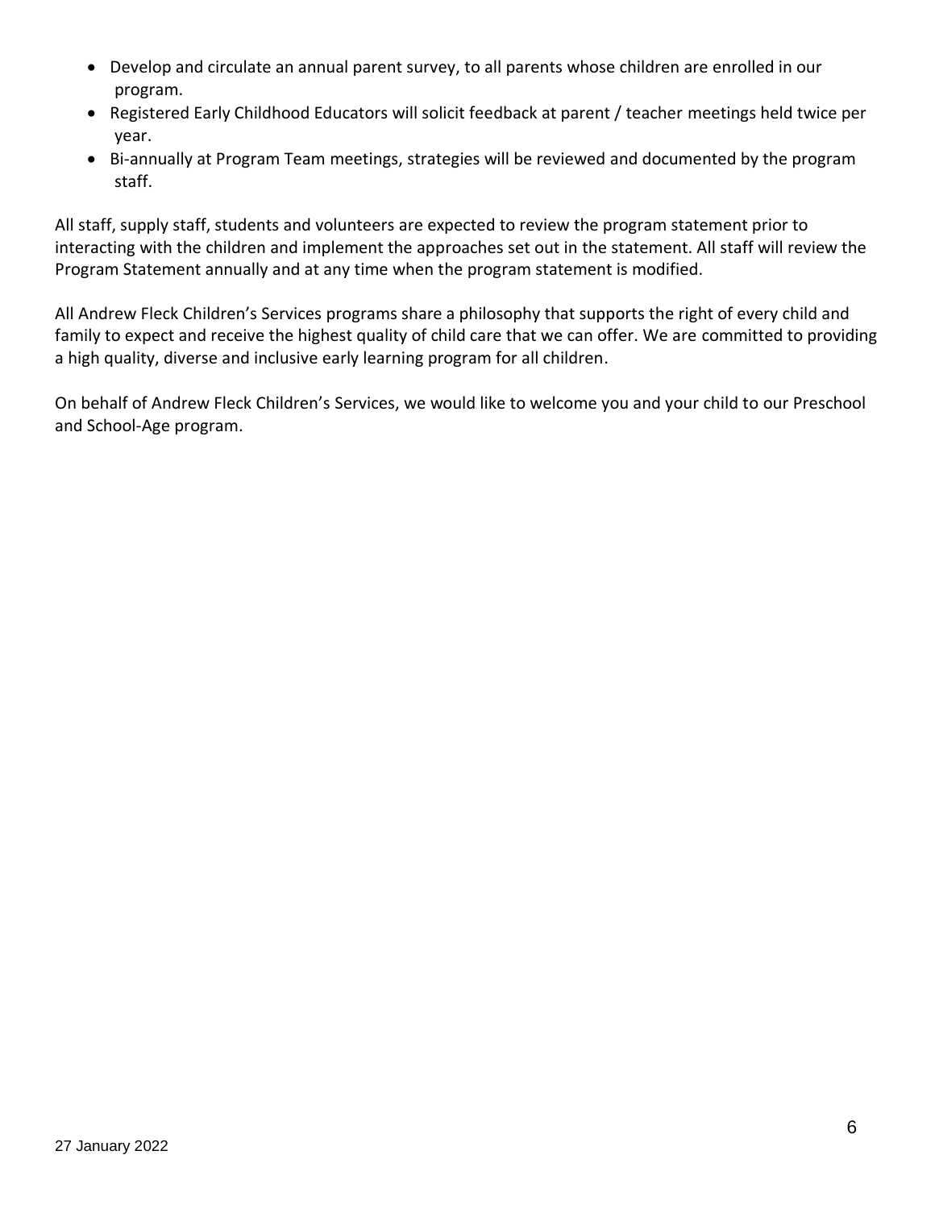- Develop and circulate an annual parent survey, to all parents whose children are enrolled in our program.
- Registered Early Childhood Educators will solicit feedback at parent / teacher meetings held twice per year.
- Bi-annually at Program Team meetings, strategies will be reviewed and documented by the program staff.

All staff, supply staff, students and volunteers are expected to review the program statement prior to interacting with the children and implement the approaches set out in the statement. All staff will review the Program Statement annually and at any time when the program statement is modified.

All Andrew Fleck Children's Services programs share a philosophy that supports the right of every child and family to expect and receive the highest quality of child care that we can offer. We are committed to providing a high quality, diverse and inclusive early learning program for all children.

On behalf of Andrew Fleck Children's Services, we would like to welcome you and your child to our Preschool and School-Age program.